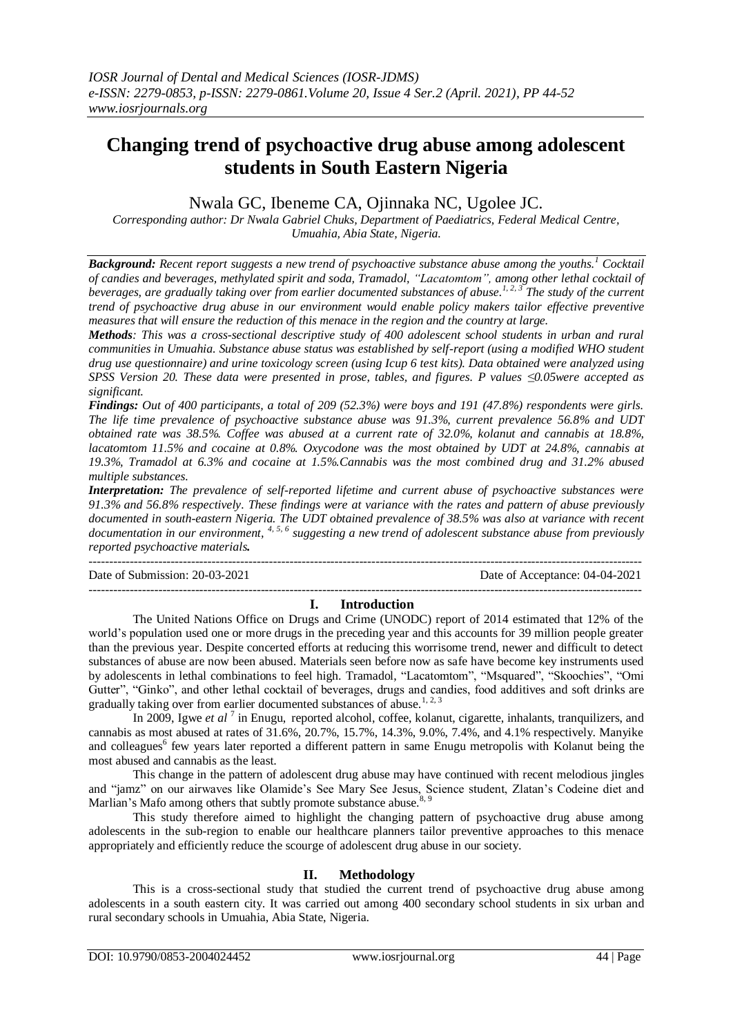# Changing trend of psychoactive drug abuse among adolescent students in South Eastern Nigeria

Nwala GC, Ibeneme CA, Ojinnaka NC, Ugolee JC.

*Corresponding author: Dr Nwala Gabriel Chuks, Department of Paediatrics, Federal Medical Centre, Umuahia, Abia State, Nigeria.*

***Background:*** *Recent report suggests a new trend of psychoactive substance abuse among the youths.[1] Cocktail of candies and beverages, methylated spirit and soda, Tramadol, "Lacatomtom", among other lethal cocktail of beverages, are gradually taking over from earlier documented substances of abuse.[1, 2, 3] The study of the current trend of psychoactive drug abuse in our environment would enable policy makers tailor effective preventive measures that will ensure the reduction of this menace in the region and the country at large.*

***Methods:*** *This was a cross-sectional descriptive study of 400 adolescent school students in urban and rural communities in Umuahia. Substance abuse status was established by self-report (using a modified WHO student drug use questionnaire) and urine toxicology screen (using Icup 6 test kits). Data obtained were analyzed using SPSS Version 20. These data were presented in prose, tables, and figures. P values ≤0.05were accepted as significant.*

***Findings:*** *Out of 400 participants, a total of 209 (52.3%) were boys and 191 (47.8%) respondents were girls. The life time prevalence of psychoactive substance abuse was 91.3%, current prevalence 56.8% and UDT obtained rate was 38.5%. Coffee was abused at a current rate of 32.0%, kolanut and cannabis at 18.8%, lacatomtom 11.5% and cocaine at 0.8%. Oxycodone was the most obtained by UDT at 24.8%, cannabis at 19.3%, Tramadol at 6.3% and cocaine at 1.5%.Cannabis was the most combined drug and 31.2% abused multiple substances.*

***Interpretation:*** *The prevalence of self-reported lifetime and current abuse of psychoactive substances were 91.3% and 56.8% respectively. These findings were at variance with the rates and pattern of abuse previously documented in south-eastern Nigeria. The UDT obtained prevalence of 38.5% was also at variance with recent documentation in our environment, [4, 5, 6] suggesting a new trend of adolescent substance abuse from previously reported psychoactive materials.*

---

Date of Submission: 20-03-2021 | Date of Acceptance: 04-04-2021

---

## I. Introduction

The United Nations Office on Drugs and Crime (UNODC) report of 2014 estimated that 12% of the world's population used one or more drugs in the preceding year and this accounts for 39 million people greater than the previous year. Despite concerted efforts at reducing this worrisome trend, newer and difficult to detect substances of abuse are now been abused. Materials seen before now as safe have become key instruments used by adolescents in lethal combinations to feel high. Tramadol, "Lacatomtom", "Msquared", "Skoochies", "Omi Gutter", "Ginko", and other lethal cocktail of beverages, drugs and candies, food additives and soft drinks are gradually taking over from earlier documented substances of abuse.[1, 2, 3]

In 2009, Igwe *et al* [7] in Enugu, reported alcohol, coffee, kolanut, cigarette, inhalants, tranquilizers, and cannabis as most abused at rates of 31.6%, 20.7%, 15.7%, 14.3%, 9.0%, 7.4%, and 4.1% respectively. Manyike and colleagues[6] few years later reported a different pattern in same Enugu metropolis with Kolanut being the most abused and cannabis as the least.

This change in the pattern of adolescent drug abuse may have continued with recent melodious jingles and "jamz" on our airwaves like Olamide's See Mary See Jesus, Science student, Zlatan's Codeine diet and Marlian's Mafo among others that subtly promote substance abuse.[8, 9]

This study therefore aimed to highlight the changing pattern of psychoactive drug abuse among adolescents in the sub-region to enable our healthcare planners tailor preventive approaches to this menace appropriately and efficiently reduce the scourge of adolescent drug abuse in our society.

## II. Methodology

This is a cross-sectional study that studied the current trend of psychoactive drug abuse among adolescents in a south eastern city. It was carried out among 400 secondary school students in six urban and rural secondary schools in Umuahia, Abia State, Nigeria.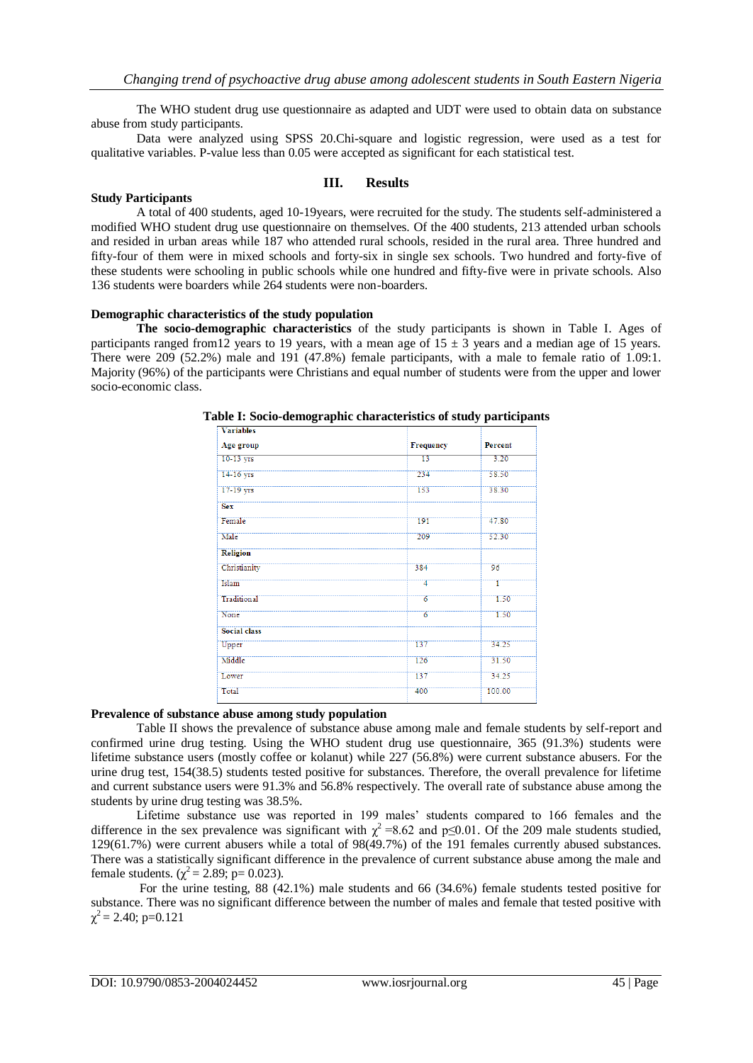The WHO student drug use questionnaire as adapted and UDT were used to obtain data on substance abuse from study participants.

Data were analyzed using SPSS 20.Chi-square and logistic regression, were used as a test for qualitative variables. P-value less than 0.05 were accepted as significant for each statistical test.

## III. Results

**Study Participants**

A total of 400 students, aged 10-19years, were recruited for the study. The students self-administered a modified WHO student drug use questionnaire on themselves. Of the 400 students, 213 attended urban schools and resided in urban areas while 187 who attended rural schools, resided in the rural area. Three hundred and fifty-four of them were in mixed schools and forty-six in single sex schools. Two hundred and forty-five of these students were schooling in public schools while one hundred and fifty-five were in private schools. Also 136 students were boarders while 264 students were non-boarders.

**Demographic characteristics of the study population**

**The socio-demographic characteristics** of the study participants is shown in Table I. Ages of participants ranged from12 years to 19 years, with a mean age of 15 ± 3 years and a median age of 15 years. There were 209 (52.2%) male and 191 (47.8%) female participants, with a male to female ratio of 1.09:1. Majority (96%) of the participants were Christians and equal number of students were from the upper and lower socio-economic class.

**Table I: Socio-demographic characteristics of study participants**

| Variables | | |
|---|---|---|
| **Age group** | **Frequency** | **Percent** |
| 10-13 yrs | 13 | 3.20 |
| 14-16 yrs | 234 | 58.50 |
| 17-19 yrs | 153 | 38.30 |
| **Sex** | | |
| Female | 191 | 47.80 |
| Male | 209 | 52.30 |
| **Religion** | | |
| Christianity | 384 | 96 |
| Islam | 4 | 1 |
| Traditional | 6 | 1.50 |
| None | 6 | 1.50 |
| **Social class** | | |
| Upper | 137 | 34.25 |
| Middle | 126 | 31.50 |
| Lower | 137 | 34.25 |
| Total | 400 | 100.00 |

**Prevalence of substance abuse among study population**

Table II shows the prevalence of substance abuse among male and female students by self-report and confirmed urine drug testing. Using the WHO student drug use questionnaire, 365 (91.3%) students were lifetime substance users (mostly coffee or kolanut) while 227 (56.8%) were current substance abusers. For the urine drug test, 154(38.5) students tested positive for substances. Therefore, the overall prevalence for lifetime and current substance users were 91.3% and 56.8% respectively. The overall rate of substance abuse among the students by urine drug testing was 38.5%.

Lifetime substance use was reported in 199 males' students compared to 166 females and the difference in the sex prevalence was significant with $\chi^2$ =8.62 and p≤0.01. Of the 209 male students studied, 129(61.7%) were current abusers while a total of 98(49.7%) of the 191 females currently abused substances. There was a statistically significant difference in the prevalence of current substance abuse among the male and female students. ($\chi^2$ = 2.89; p= 0.023).

For the urine testing, 88 (42.1%) male students and 66 (34.6%) female students tested positive for substance. There was no significant difference between the number of males and female that tested positive with $\chi^2$ = 2.40; p=0.121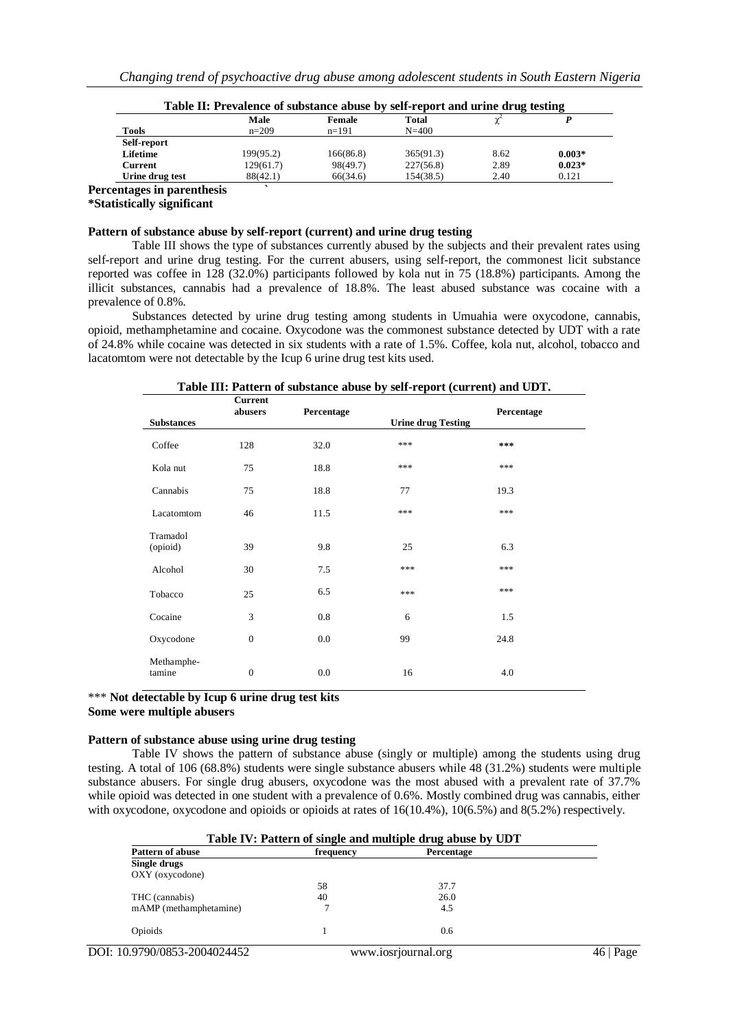**Table II: Prevalence of substance abuse by self-report and urine drug testing**

| Tools | Male n=209 | Female n=191 | Total N=400 | $\chi^2$ | *P* |
|---|---|---|---|---|---|
| **Self-report** | | | | | |
| Lifetime | 199(95.2) | 166(86.8) | 365(91.3) | 8.62 | **0.003*** |
| Current | 129(61.7) | 98(49.7) | 227(56.8) | 2.89 | **0.023*** |
| Urine drug test | 88(42.1) | 66(34.6) | 154(38.5) | 2.40 | 0.121 |

**Percentages in parenthesis**
**\*Statistically significant**

**Pattern of substance abuse by self-report (current) and urine drug testing**

Table III shows the type of substances currently abused by the subjects and their prevalent rates using self-report and urine drug testing. For the current abusers, using self-report, the commonest licit substance reported was coffee in 128 (32.0%) participants followed by kola nut in 75 (18.8%) participants. Among the illicit substances, cannabis had a prevalence of 18.8%. The least abused substance was cocaine with a prevalence of 0.8%.

Substances detected by urine drug testing among students in Umuahia were oxycodone, cannabis, opioid, methamphetamine and cocaine. Oxycodone was the commonest substance detected by UDT with a rate of 24.8% while cocaine was detected in six students with a rate of 1.5%. Coffee, kola nut, alcohol, tobacco and lacatomtom were not detectable by the Icup 6 urine drug test kits used.

**Table III: Pattern of substance abuse by self-report (current) and UDT.**

| Substances | Current abusers | Percentage | Urine drug Testing | Percentage |
|---|---|---|---|---|
| Coffee | 128 | 32.0 | *** | *** |
| Kola nut | 75 | 18.8 | *** | *** |
| Cannabis | 75 | 18.8 | 77 | 19.3 |
| Lacatomtom | 46 | 11.5 | *** | *** |
| Tramadol (opioid) | 39 | 9.8 | 25 | 6.3 |
| Alcohol | 30 | 7.5 | *** | *** |
| Tobacco | 25 | 6.5 | *** | *** |
| Cocaine | 3 | 0.8 | 6 | 1.5 |
| Oxycodone | 0 | 0.0 | 99 | 24.8 |
| Methamphetamine | 0 | 0.0 | 16 | 4.0 |

\*** **Not detectable by Icup 6 urine drug test kits**
**Some were multiple abusers**

**Pattern of substance abuse using urine drug testing**

Table IV shows the pattern of substance abuse (singly or multiple) among the students using drug testing. A total of 106 (68.8%) students were single substance abusers while 48 (31.2%) students were multiple substance abusers. For single drug abusers, oxycodone was the most abused with a prevalent rate of 37.7% while opioid was detected in one student with a prevalence of 0.6%. Mostly combined drug was cannabis, either with oxycodone, oxycodone and opioids or opioids at rates of 16(10.4%), 10(6.5%) and 8(5.2%) respectively.

**Table IV: Pattern of single and multiple drug abuse by UDT**

| Pattern of abuse | frequency | Percentage |
|---|---|---|
| **Single drugs** | | |
| OXY (oxycodone) | 58 | 37.7 |
| THC (cannabis) | 40 | 26.0 |
| mAMP (methamphetamine) | 7 | 4.5 |
| Opioids | 1 | 0.6 |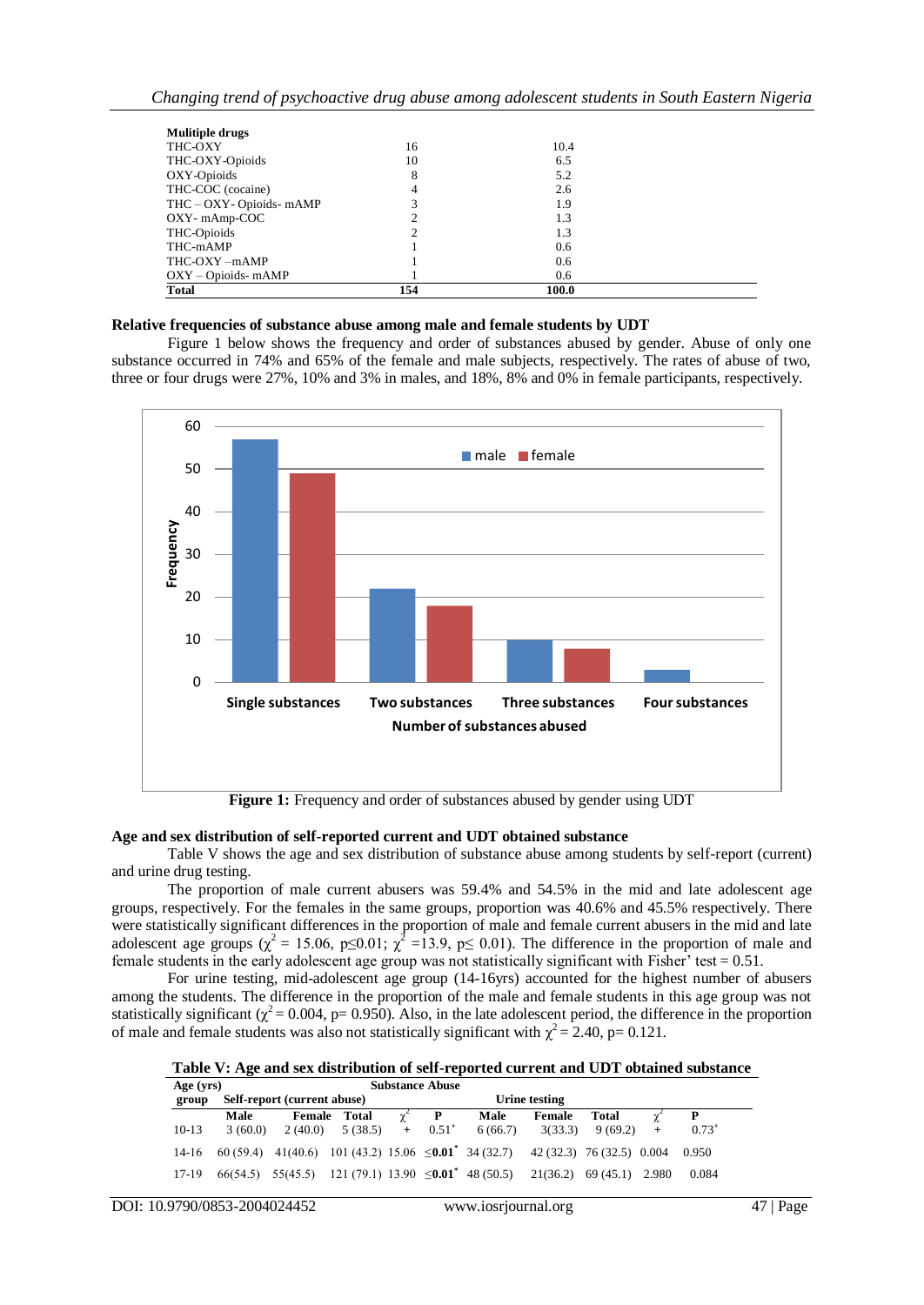| Mulitiple drugs | | |
|---|---|---|
| THC-OXY | 16 | 10.4 |
| THC-OXY-Opioids | 10 | 6.5 |
| OXY-Opioids | 8 | 5.2 |
| THC-COC (cocaine) | 4 | 2.6 |
| THC – OXY- Opioids- mAMP | 3 | 1.9 |
| OXY- mAmp-COC | 2 | 1.3 |
| THC-Opioids | 2 | 1.3 |
| THC-mAMP | 1 | 0.6 |
| THC-OXY –mAMP | 1 | 0.6 |
| OXY – Opioids- mAMP | 1 | 0.6 |
| **Total** | **154** | **100.0** |

**Relative frequencies of substance abuse among male and female students by UDT**

Figure 1 below shows the frequency and order of substances abused by gender. Abuse of only one substance occurred in 74% and 65% of the female and male subjects, respectively. The rates of abuse of two, three or four drugs were 27%, 10% and 3% in males, and 18%, 8% and 0% in female participants, respectively.

**Figure 1:** Frequency and order of substances abused by gender using UDT

**Age and sex distribution of self-reported current and UDT obtained substance**

Table V shows the age and sex distribution of substance abuse among students by self-report (current) and urine drug testing.

The proportion of male current abusers was 59.4% and 54.5% in the mid and late adolescent age groups, respectively. For the females in the same groups, proportion was 40.6% and 45.5% respectively. There were statistically significant differences in the proportion of male and female current abusers in the mid and late adolescent age groups ($\chi^2$ = 15.06, p≤0.01; $\chi^2$ =13.9, p≤ 0.01). The difference in the proportion of male and female students in the early adolescent age group was not statistically significant with Fisher' test = 0.51.

For urine testing, mid-adolescent age group (14-16yrs) accounted for the highest number of abusers among the students. The difference in the proportion of the male and female students in this age group was not statistically significant ($\chi^2$ = 0.004, p= 0.950). Also, in the late adolescent period, the difference in the proportion of male and female students was also not statistically significant with $\chi^2$ = 2.40, p= 0.121.

**Table V: Age and sex distribution of self-reported current and UDT obtained substance**

| Age (yrs) group | Substance Abuse | | | | | | | | | |
|---|---|---|---|---|---|---|---|---|---|---|
| | Self-report (current abuse) | | | | | Urine testing | | | | |
| | Male | Female | Total | $\chi^2$ | P | Male | Female | Total | $\chi^2$ | P |
| 10-13 | 3 (60.0) | 2 (40.0) | 5 (38.5) | + | 0.51* | 6 (66.7) | 3(33.3) | 9 (69.2) | + | 0.73* |
| 14-16 | 60 (59.4) | 41(40.6) | 101 (43.2) | 15.06 | ≤**0.01*** | 34 (32.7) | 42 (32.3) | 76 (32.5) | 0.004 | 0.950 |
| 17-19 | 66(54.5) | 55(45.5) | 121 (79.1) | 13.90 | ≤**0.01*** | 48 (50.5) | 21(36.2) | 69 (45.1) | 2.980 | 0.084 |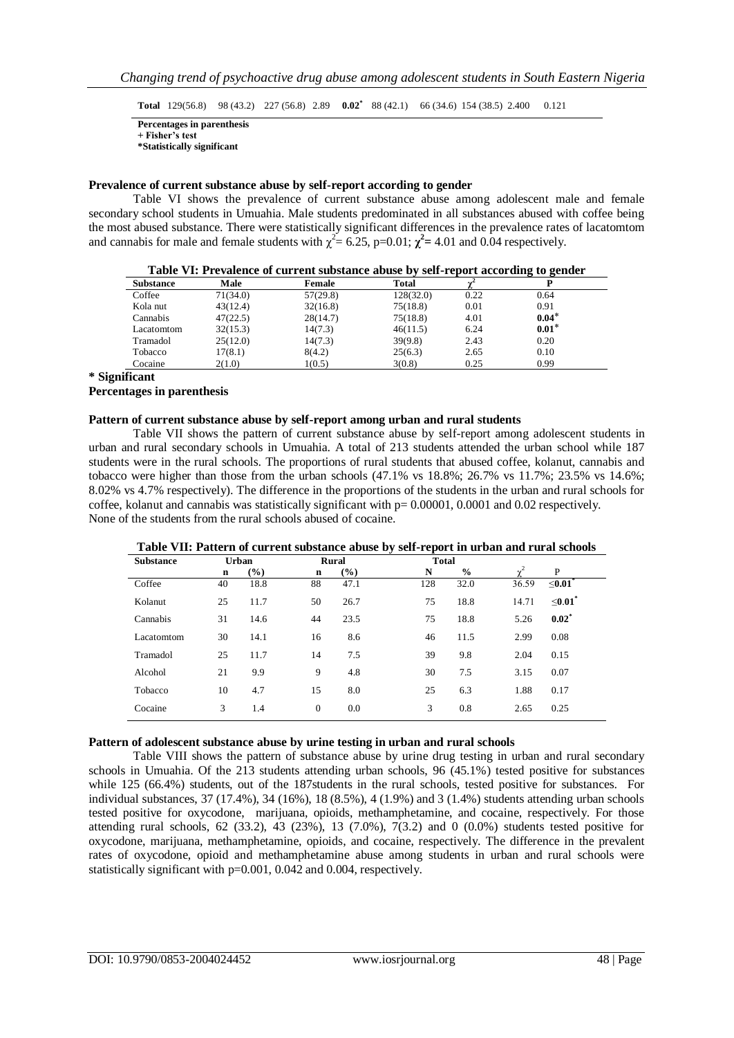| Total | 129(56.8) | 98 (43.2) | 227 (56.8) | 2.89 | **0.02*** | 88 (42.1) | 66 (34.6) | 154 (38.5) | 2.400 | 0.121 |
|---|---|---|---|---|---|---|---|---|---|---|

**Percentages in parenthesis**
**+ Fisher's test**
***Statistically significant**

**Prevalence of current substance abuse by self-report according to gender**

Table VI shows the prevalence of current substance abuse among adolescent male and female secondary school students in Umuahia. Male students predominated in all substances abused with coffee being the most abused substance. There were statistically significant differences in the prevalence rates of lacatomtom and cannabis for male and female students with $\chi^2$= 6.25, p=0.01; $\chi^2$= 4.01 and 0.04 respectively.

**Table VI: Prevalence of current substance abuse by self-report according to gender**

| Substance | Male | Female | Total | $\chi^2$ | P |
|---|---|---|---|---|---|
| Coffee | 71(34.0) | 57(29.8) | 128(32.0) | 0.22 | 0.64 |
| Kola nut | 43(12.4) | 32(16.8) | 75(18.8) | 0.01 | 0.91 |
| Cannabis | 47(22.5) | 28(14.7) | 75(18.8) | 4.01 | **0.04*** |
| Lacatomtom | 32(15.3) | 14(7.3) | 46(11.5) | 6.24 | **0.01*** |
| Tramadol | 25(12.0) | 14(7.3) | 39(9.8) | 2.43 | 0.20 |
| Tobacco | 17(8.1) | 8(4.2) | 25(6.3) | 2.65 | 0.10 |
| Cocaine | 2(1.0) | 1(0.5) | 3(0.8) | 0.25 | 0.99 |

**\* Significant**
**Percentages in parenthesis**

**Pattern of current substance abuse by self-report among urban and rural students**

Table VII shows the pattern of current substance abuse by self-report among adolescent students in urban and rural secondary schools in Umuahia. A total of 213 students attended the urban school while 187 students were in the rural schools. The proportions of rural students that abused coffee, kolanut, cannabis and tobacco were higher than those from the urban schools (47.1% vs 18.8%; 26.7% vs 11.7%; 23.5% vs 14.6%; 8.02% vs 4.7% respectively). The difference in the proportions of the students in the urban and rural schools for coffee, kolanut and cannabis was statistically significant with p= 0.00001, 0.0001 and 0.02 respectively. None of the students from the rural schools abused of cocaine.

**Table VII: Pattern of current substance abuse by self-report in urban and rural schools**

| Substance | Urban | | Rural | | Total | | | |
|---|---|---|---|---|---|---|---|---|
| | n | (%) | n | (%) | N | % | $\chi^2$ | P |
| Coffee | 40 | 18.8 | 88 | 47.1 | 128 | 32.0 | 36.59 | **≤0.01*** |
| Kolanut | 25 | 11.7 | 50 | 26.7 | 75 | 18.8 | 14.71 | **≤0.01*** |
| Cannabis | 31 | 14.6 | 44 | 23.5 | 75 | 18.8 | 5.26 | **0.02*** |
| Lacatomtom | 30 | 14.1 | 16 | 8.6 | 46 | 11.5 | 2.99 | 0.08 |
| Tramadol | 25 | 11.7 | 14 | 7.5 | 39 | 9.8 | 2.04 | 0.15 |
| Alcohol | 21 | 9.9 | 9 | 4.8 | 30 | 7.5 | 3.15 | 0.07 |
| Tobacco | 10 | 4.7 | 15 | 8.0 | 25 | 6.3 | 1.88 | 0.17 |
| Cocaine | 3 | 1.4 | 0 | 0.0 | 3 | 0.8 | 2.65 | 0.25 |

**Pattern of adolescent substance abuse by urine testing in urban and rural schools**

Table VIII shows the pattern of substance abuse by urine drug testing in urban and rural secondary schools in Umuahia. Of the 213 students attending urban schools, 96 (45.1%) tested positive for substances while 125 (66.4%) students, out of the 187students in the rural schools, tested positive for substances. For individual substances, 37 (17.4%), 34 (16%), 18 (8.5%), 4 (1.9%) and 3 (1.4%) students attending urban schools tested positive for oxycodone, marijuana, opioids, methamphetamine, and cocaine, respectively. For those attending rural schools, 62 (33.2), 43 (23%), 13 (7.0%), 7(3.2) and 0 (0.0%) students tested positive for oxycodone, marijuana, methamphetamine, opioids, and cocaine, respectively. The difference in the prevalent rates of oxycodone, opioid and methamphetamine abuse among students in urban and rural schools were statistically significant with p=0.001, 0.042 and 0.004, respectively.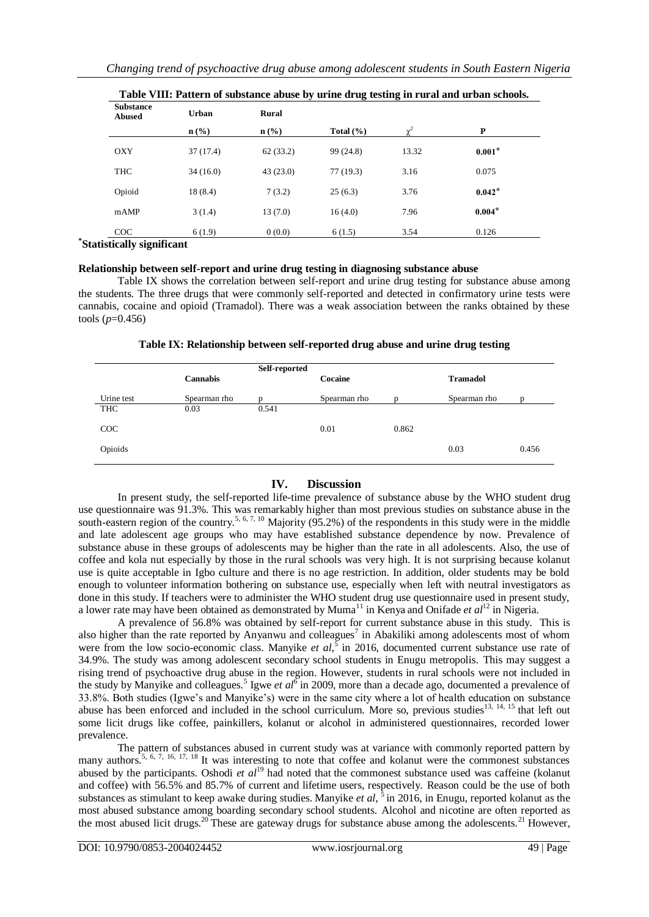**Table VIII: Pattern of substance abuse by urine drug testing in rural and urban schools.**

| Substance Abused | Urban | Rural | | | |
|---|---|---|---|---|---|
| | n (%) | n (%) | Total (%) | $\chi^2$ | P |
| OXY | 37 (17.4) | 62 (33.2) | 99 (24.8) | 13.32 | **0.001*** |
| THC | 34 (16.0) | 43 (23.0) | 77 (19.3) | 3.16 | 0.075 |
| Opioid | 18 (8.4) | 7 (3.2) | 25 (6.3) | 3.76 | **0.042*** |
| mAMP | 3 (1.4) | 13 (7.0) | 16 (4.0) | 7.96 | **0.004*** |
| COC | 6 (1.9) | 0 (0.0) | 6 (1.5) | 3.54 | 0.126 |

***Statistically significant**

**Relationship between self-report and urine drug testing in diagnosing substance abuse**

Table IX shows the correlation between self-report and urine drug testing for substance abuse among the students. The three drugs that were commonly self-reported and detected in confirmatory urine tests were cannabis, cocaine and opioid (Tramadol). There was a weak association between the ranks obtained by these tools ($p$=0.456)

**Table IX: Relationship between self-reported drug abuse and urine drug testing**

| | Self-reported | | | | | |
|---|---|---|---|---|---|---|
| | Cannabis | | Cocaine | | Tramadol | |
| Urine test | Spearman rho | p | Spearman rho | p | Spearman rho | p |
| THC | 0.03 | 0.541 | | | | |
| COC | | | 0.01 | 0.862 | | |
| Opioids | | | | | 0.03 | 0.456 |

## IV. Discussion

In present study, the self-reported life-time prevalence of substance abuse by the WHO student drug use questionnaire was 91.3%. This was remarkably higher than most previous studies on substance abuse in the south-eastern region of the country.[5, 6, 7, 10] Majority (95.2%) of the respondents in this study were in the middle and late adolescent age groups who may have established substance dependence by now. Prevalence of substance abuse in these groups of adolescents may be higher than the rate in all adolescents. Also, the use of coffee and kola nut especially by those in the rural schools was very high. It is not surprising because kolanut use is quite acceptable in Igbo culture and there is no age restriction. In addition, older students may be bold enough to volunteer information bothering on substance use, especially when left with neutral investigators as done in this study. If teachers were to administer the WHO student drug use questionnaire used in present study, a lower rate may have been obtained as demonstrated by Muma[11] in Kenya and Onifade *et al*[12] in Nigeria.

A prevalence of 56.8% was obtained by self-report for current substance abuse in this study. This is also higher than the rate reported by Anyanwu and colleagues[7] in Abakiliki among adolescents most of whom were from the low socio-economic class. Manyike *et al*,[5] in 2016, documented current substance use rate of 34.9%. The study was among adolescent secondary school students in Enugu metropolis. This may suggest a rising trend of psychoactive drug abuse in the region. However, students in rural schools were not included in the study by Manyike and colleagues.[5] Igwe *et al*[6] in 2009, more than a decade ago, documented a prevalence of 33.8%. Both studies (Igwe's and Manyike's) were in the same city where a lot of health education on substance abuse has been enforced and included in the school curriculum. More so, previous studies[13, 14, 15] that left out some licit drugs like coffee, painkillers, kolanut or alcohol in administered questionnaires, recorded lower prevalence.

The pattern of substances abused in current study was at variance with commonly reported pattern by many authors.[5, 6, 7, 16, 17, 18] It was interesting to note that coffee and kolanut were the commonest substances abused by the participants. Oshodi *et al*[19] had noted that the commonest substance used was caffeine (kolanut and coffee) with 56.5% and 85.7% of current and lifetime users, respectively. Reason could be the use of both substances as stimulant to keep awake during studies. Manyike *et al*, [5] in 2016, in Enugu, reported kolanut as the most abused substance among boarding secondary school students. Alcohol and nicotine are often reported as the most abused licit drugs.[20] These are gateway drugs for substance abuse among the adolescents.[21] However,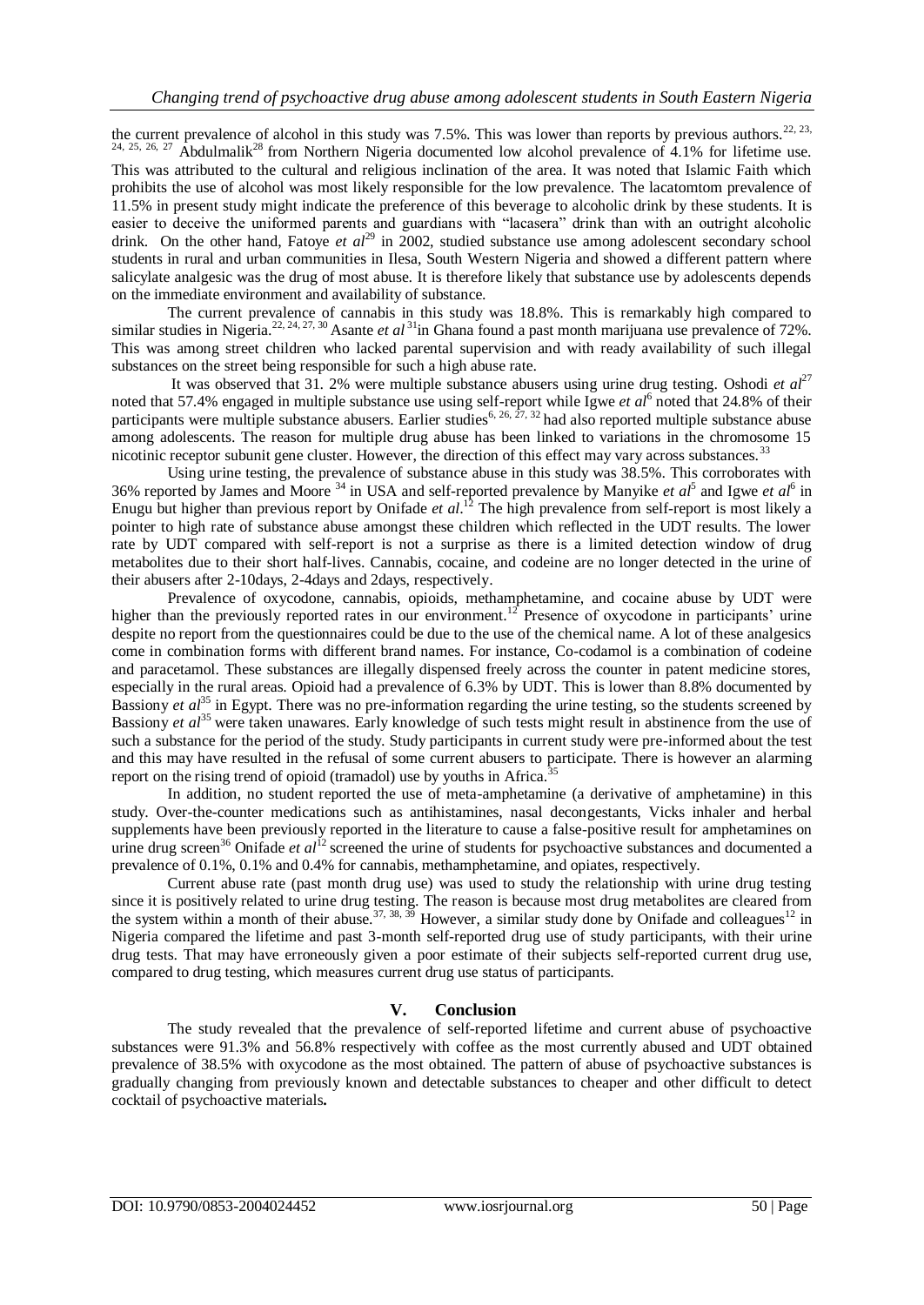the current prevalence of alcohol in this study was 7.5%. This was lower than reports by previous authors.[22, 23, 24, 25, 26, 27] Abdulmalik[28] from Northern Nigeria documented low alcohol prevalence of 4.1% for lifetime use. This was attributed to the cultural and religious inclination of the area. It was noted that Islamic Faith which prohibits the use of alcohol was most likely responsible for the low prevalence. The lacatomtom prevalence of 11.5% in present study might indicate the preference of this beverage to alcoholic drink by these students. It is easier to deceive the uniformed parents and guardians with "lacasera" drink than with an outright alcoholic drink. On the other hand, Fatoye *et al*[29] in 2002, studied substance use among adolescent secondary school students in rural and urban communities in Ilesa, South Western Nigeria and showed a different pattern where salicylate analgesic was the drug of most abuse. It is therefore likely that substance use by adolescents depends on the immediate environment and availability of substance.

The current prevalence of cannabis in this study was 18.8%. This is remarkably high compared to similar studies in Nigeria.[22, 24, 27, 30] Asante *et al*[31] in Ghana found a past month marijuana use prevalence of 72%. This was among street children who lacked parental supervision and with ready availability of such illegal substances on the street being responsible for such a high abuse rate.

It was observed that 31. 2% were multiple substance abusers using urine drug testing. Oshodi *et al*[27] noted that 57.4% engaged in multiple substance use using self-report while Igwe *et al*[6] noted that 24.8% of their participants were multiple substance abusers. Earlier studies[6, 26, 27, 32] had also reported multiple substance abuse among adolescents. The reason for multiple drug abuse has been linked to variations in the chromosome 15 nicotinic receptor subunit gene cluster. However, the direction of this effect may vary across substances.[33]

Using urine testing, the prevalence of substance abuse in this study was 38.5%. This corroborates with 36% reported by James and Moore [34] in USA and self-reported prevalence by Manyike *et al*[5] and Igwe *et al*[6] in Enugu but higher than previous report by Onifade *et al*.[12] The high prevalence from self-report is most likely a pointer to high rate of substance abuse amongst these children which reflected in the UDT results. The lower rate by UDT compared with self-report is not a surprise as there is a limited detection window of drug metabolites due to their short half-lives. Cannabis, cocaine, and codeine are no longer detected in the urine of their abusers after 2-10days, 2-4days and 2days, respectively.

Prevalence of oxycodone, cannabis, opioids, methamphetamine, and cocaine abuse by UDT were higher than the previously reported rates in our environment.[12] Presence of oxycodone in participants' urine despite no report from the questionnaires could be due to the use of the chemical name. A lot of these analgesics come in combination forms with different brand names. For instance, Co-codamol is a combination of codeine and paracetamol. These substances are illegally dispensed freely across the counter in patent medicine stores, especially in the rural areas. Opioid had a prevalence of 6.3% by UDT. This is lower than 8.8% documented by Bassiony *et al*[35] in Egypt. There was no pre-information regarding the urine testing, so the students screened by Bassiony *et al*[35] were taken unawares. Early knowledge of such tests might result in abstinence from the use of such a substance for the period of the study. Study participants in current study were pre-informed about the test and this may have resulted in the refusal of some current abusers to participate. There is however an alarming report on the rising trend of opioid (tramadol) use by youths in Africa.[35]

In addition, no student reported the use of meta-amphetamine (a derivative of amphetamine) in this study. Over-the-counter medications such as antihistamines, nasal decongestants, Vicks inhaler and herbal supplements have been previously reported in the literature to cause a false-positive result for amphetamines on urine drug screen[36] Onifade *et al*[12] screened the urine of students for psychoactive substances and documented a prevalence of 0.1%, 0.1% and 0.4% for cannabis, methamphetamine, and opiates, respectively.

Current abuse rate (past month drug use) was used to study the relationship with urine drug testing since it is positively related to urine drug testing. The reason is because most drug metabolites are cleared from the system within a month of their abuse.[37, 38, 39] However, a similar study done by Onifade and colleagues[12] in Nigeria compared the lifetime and past 3-month self-reported drug use of study participants, with their urine drug tests. That may have erroneously given a poor estimate of their subjects self-reported current drug use, compared to drug testing, which measures current drug use status of participants.

## V. Conclusion

The study revealed that the prevalence of self-reported lifetime and current abuse of psychoactive substances were 91.3% and 56.8% respectively with coffee as the most currently abused and UDT obtained prevalence of 38.5% with oxycodone as the most obtained. The pattern of abuse of psychoactive substances is gradually changing from previously known and detectable substances to cheaper and other difficult to detect cocktail of psychoactive materials**.**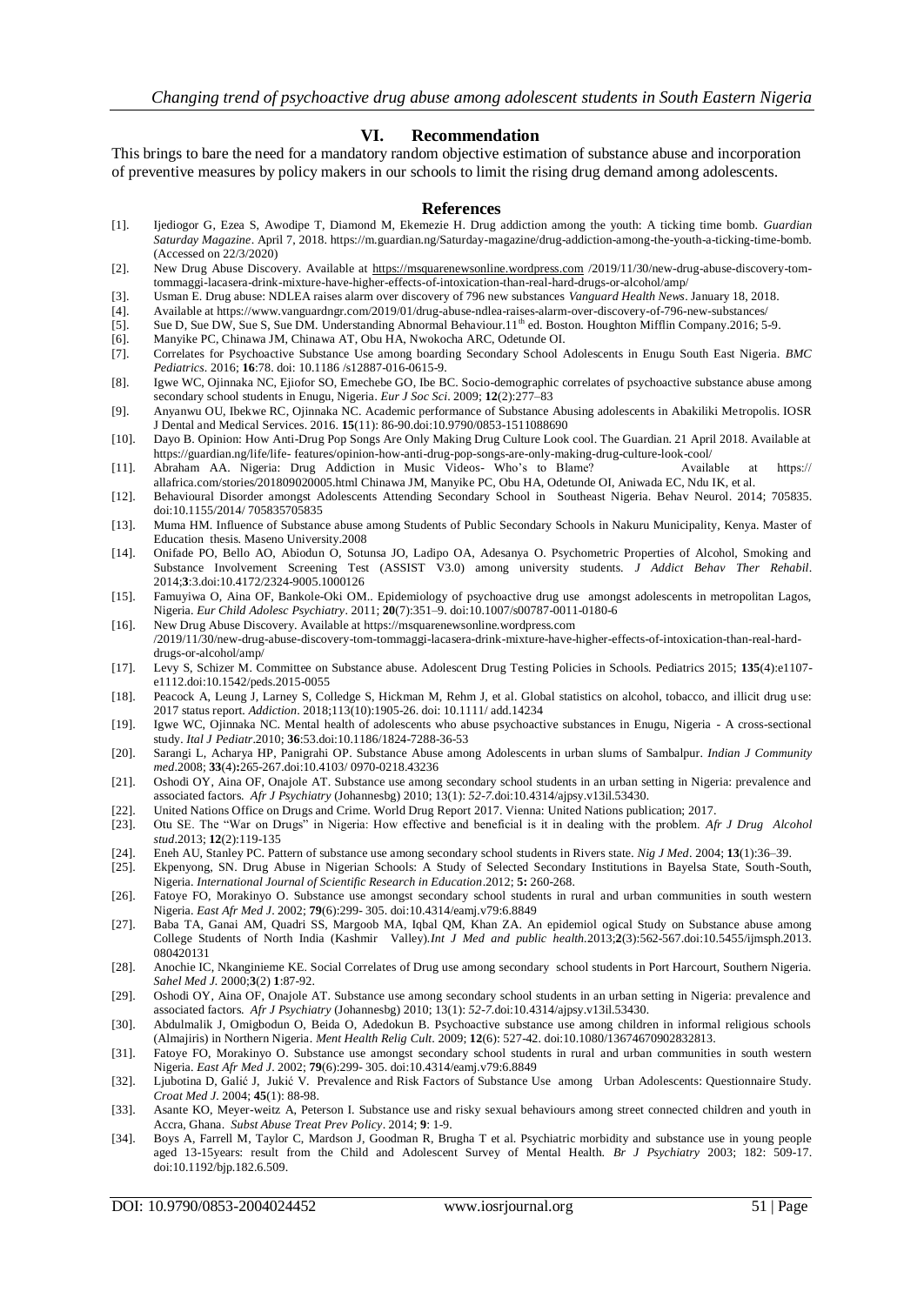## VI. Recommendation

This brings to bare the need for a mandatory random objective estimation of substance abuse and incorporation of preventive measures by policy makers in our schools to limit the rising drug demand among adolescents.

## References

[1]. Ijediogor G, Ezea S, Awodipe T, Diamond M, Ekemezie H. Drug addiction among the youth: A ticking time bomb. *Guardian Saturday Magazine*. April 7, 2018. https://m.guardian.ng/Saturday-magazine/drug-addiction-among-the-youth-a-ticking-time-bomb. (Accessed on 22/3/2020)

[2]. New Drug Abuse Discovery. Available at https://msquarenewsonline.wordpress.com /2019/11/30/new-drug-abuse-discovery-tom-tommaggi-lacasera-drink-mixture-have-higher-effects-of-intoxication-than-real-hard-drugs-or-alcohol/amp/

[3]. Usman E. Drug abuse: NDLEA raises alarm over discovery of 796 new substances *Vanguard Health News*. January 18, 2018.

[4]. Available at https://www.vanguardngr.com/2019/01/drug-abuse-ndlea-raises-alarm-over-discovery-of-796-new-substances/

[5]. Sue D, Sue DW, Sue S, Sue DM. Understanding Abnormal Behaviour.11th ed. Boston. Houghton Mifflin Company.2016; 5-9.

[6]. Manyike PC, Chinawa JM, Chinawa AT, Obu HA, Nwokocha ARC, Odetunde OI.

[7]. Correlates for Psychoactive Substance Use among boarding Secondary School Adolescents in Enugu South East Nigeria. *BMC Pediatrics*. 2016; **16**:78. doi: 10.1186 /s12887-016-0615-9.

[8]. Igwe WC, Ojinnaka NC, Ejiofor SO, Emechebe GO, Ibe BC. Socio-demographic correlates of psychoactive substance abuse among secondary school students in Enugu, Nigeria. *Eur J Soc Sci*. 2009; **12**(2):277–83

[9]. Anyanwu OU, Ibekwe RC, Ojinnaka NC. Academic performance of Substance Abusing adolescents in Abakiliki Metropolis. IOSR J Dental and Medical Services. 2016. **15**(11): 86-90.doi:10.9790/0853-1511088690

[10]. Dayo B. Opinion: How Anti-Drug Pop Songs Are Only Making Drug Culture Look cool. The Guardian. 21 April 2018. Available at https://guardian.ng/life/life- features/opinion-how-anti-drug-pop-songs-are-only-making-drug-culture-look-cool/

[11]. Abraham AA. Nigeria: Drug Addiction in Music Videos- Who's to Blame? Available at https:// allafrica.com/stories/201809020005.html Chinawa JM, Manyike PC, Obu HA, Odetunde OI, Aniwada EC, Ndu IK, et al.

[12]. Behavioural Disorder amongst Adolescents Attending Secondary School in Southeast Nigeria. Behav Neurol. 2014; 705835. doi:10.1155/2014/ 705835705835

[13]. Muma HM. Influence of Substance abuse among Students of Public Secondary Schools in Nakuru Municipality, Kenya. Master of Education thesis. Maseno University.2008

[14]. Onifade PO, Bello AO, Abiodun O, Sotunsa JO, Ladipo OA, Adesanya O. Psychometric Properties of Alcohol, Smoking and Substance Involvement Screening Test (ASSIST V3.0) among university students. *J Addict Behav Ther Rehabil*. 2014;**3**:3.doi:10.4172/2324-9005.1000126

[15]. Famuyiwa O, Aina OF, Bankole-Oki OM.. Epidemiology of psychoactive drug use amongst adolescents in metropolitan Lagos, Nigeria. *Eur Child Adolesc Psychiatry*. 2011; **20**(7):351–9. doi:10.1007/s00787-0011-0180-6

[16]. New Drug Abuse Discovery. Available at https://msquarenewsonline.wordpress.com /2019/11/30/new-drug-abuse-discovery-tom-tommaggi-lacasera-drink-mixture-have-higher-effects-of-intoxication-than-real-hard-drugs-or-alcohol/amp/

[17]. Levy S, Schizer M. Committee on Substance abuse. Adolescent Drug Testing Policies in Schools. Pediatrics 2015; **135**(4):e1107-e1112.doi:10.1542/peds.2015-0055

[18]. Peacock A, Leung J, Larney S, Colledge S, Hickman M, Rehm J, et al. Global statistics on alcohol, tobacco, and illicit drug use: 2017 status report. *Addiction*. 2018;113(10):1905-26. doi: 10.1111/ add.14234

[19]. Igwe WC, Ojinnaka NC. Mental health of adolescents who abuse psychoactive substances in Enugu, Nigeria - A cross-sectional study. *Ital J Pediatr*.2010; **36**:53.doi:10.1186/1824-7288-36-53

[20]. Sarangi L, Acharya HP, Panigrahi OP. Substance Abuse among Adolescents in urban slums of Sambalpur. *Indian J Community med*.2008; **33**(4)**:**265-267.doi:10.4103/ 0970-0218.43236

[21]. Oshodi OY, Aina OF, Onajole AT. Substance use among secondary school students in an urban setting in Nigeria: prevalence and associated factors. *Afr J Psychiatry* (Johannesbg) 2010; 13(1): *52-7*.doi:10.4314/ajpsy.v13il.53430.

[22]. United Nations Office on Drugs and Crime. World Drug Report 2017. Vienna: United Nations publication; 2017.

[23]. Otu SE. The "War on Drugs" in Nigeria: How effective and beneficial is it in dealing with the problem. *Afr J Drug Alcohol stud*.2013; **12**(2):119-135

[24]. Eneh AU, Stanley PC. Pattern of substance use among secondary school students in Rivers state. *Nig J Med*. 2004; **13**(1):36–39.

[25]. Ekpenyong, SN. Drug Abuse in Nigerian Schools: A Study of Selected Secondary Institutions in Bayelsa State, South-South, Nigeria. *International Journal of Scientific Research in Education*.2012; **5:** 260-268.

[26]. Fatoye FO, Morakinyo O. Substance use amongst secondary school students in rural and urban communities in south western Nigeria. *East Afr Med J*. 2002; **79**(6):299- 305. doi:10.4314/eamj.v79:6.8849

[27]. Baba TA, Ganai AM, Quadri SS, Margoob MA, Iqbal QM, Khan ZA. An epidemiol ogical Study on Substance abuse among College Students of North India (Kashmir Valley).*Int J Med and public health*.2013;**2**(3):562-567.doi:10.5455/ijmsph.2013. 080420131

[28]. Anochie IC, Nkanginieme KE. Social Correlates of Drug use among secondary school students in Port Harcourt, Southern Nigeria. *Sahel Med J*. 2000;**3**(2) **1**:87-92.

[29]. Oshodi OY, Aina OF, Onajole AT. Substance use among secondary school students in an urban setting in Nigeria: prevalence and associated factors. *Afr J Psychiatry* (Johannesbg) 2010; 13(1): *52-7*.doi:10.4314/ajpsy.v13il.53430.

[30]. Abdulmalik J, Omigbodun O, Beida O, Adedokun B. Psychoactive substance use among children in informal religious schools (Almajiris) in Northern Nigeria. *Ment Health Relig Cult*. 2009; **12**(6): 527-42. doi:10.1080/13674670902832813.

[31]. Fatoye FO, Morakinyo O. Substance use amongst secondary school students in rural and urban communities in south western Nigeria. *East Afr Med J*. 2002; **79**(6):299- 305. doi:10.4314/eamj.v79:6.8849

[32]. Ljubotina D, Galić J, Jukić V. Prevalence and Risk Factors of Substance Use among Urban Adolescents: Questionnaire Study. *Croat Med J*. 2004; **45**(1): 88-98.

[33]. Asante KO, Meyer-weitz A, Peterson I. Substance use and risky sexual behaviours among street connected children and youth in Accra, Ghana. *Subst Abuse Treat Prev Policy*. 2014; **9**: 1-9.

[34]. Boys A, Farrell M, Taylor C, Mardson J, Goodman R, Brugha T et al. Psychiatric morbidity and substance use in young people aged 13-15years: result from the Child and Adolescent Survey of Mental Health. *Br J Psychiatry* 2003; 182: 509-17. doi:10.1192/bjp.182.6.509.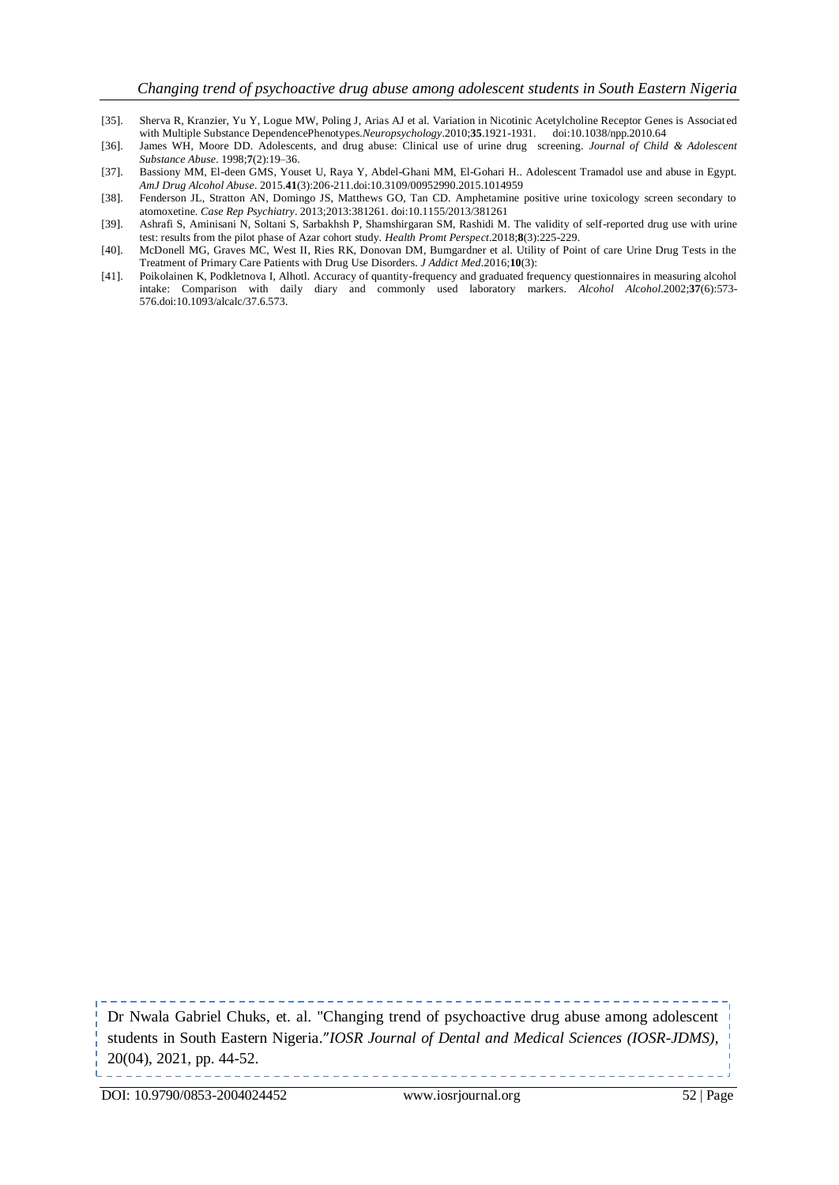[35]. Sherva R, Kranzier, Yu Y, Logue MW, Poling J, Arias AJ et al. Variation in Nicotinic Acetylcholine Receptor Genes is Associated with Multiple Substance DependencePhenotypes.*Neuropsychology*.2010;**35**.1921-1931. doi:10.1038/npp.2010.64

[36]. James WH, Moore DD. Adolescents, and drug abuse: Clinical use of urine drug screening. *Journal of Child & Adolescent Substance Abuse*. 1998;**7**(2):19–36.

[37]. Bassiony MM, El-deen GMS, Youset U, Raya Y, Abdel-Ghani MM, El-Gohari H.. Adolescent Tramadol use and abuse in Egypt. *AmJ Drug Alcohol Abuse*. 2015.**41**(3):206-211.doi:10.3109/00952990.2015.1014959

[38]. Fenderson JL, Stratton AN, Domingo JS, Matthews GO, Tan CD. Amphetamine positive urine toxicology screen secondary to atomoxetine. *Case Rep Psychiatry*. 2013;2013:381261. doi:10.1155/2013/381261

[39]. Ashrafi S, Aminisani N, Soltani S, Sarbakhsh P, Shamshirgaran SM, Rashidi M. The validity of self-reported drug use with urine test: results from the pilot phase of Azar cohort study. *Health Promt Perspect*.2018;**8**(3):225-229.

[40]. McDonell MG, Graves MC, West II, Ries RK, Donovan DM, Bumgardner et al. Utility of Point of care Urine Drug Tests in the Treatment of Primary Care Patients with Drug Use Disorders. *J Addict Med*.2016;**10**(3):

[41]. Poikolainen K, Podkletnova I, Alhotl. Accuracy of quantity-frequency and graduated frequency questionnaires in measuring alcohol intake: Comparison with daily diary and commonly used laboratory markers. *Alcohol Alcohol*.2002;**37**(6):573-576.doi:10.1093/alcalc/37.6.573.

Dr Nwala Gabriel Chuks, et. al. "Changing trend of psychoactive drug abuse among adolescent students in South Eastern Nigeria."*IOSR Journal of Dental and Medical Sciences (IOSR-JDMS)*, 20(04), 2021, pp. 44-52.